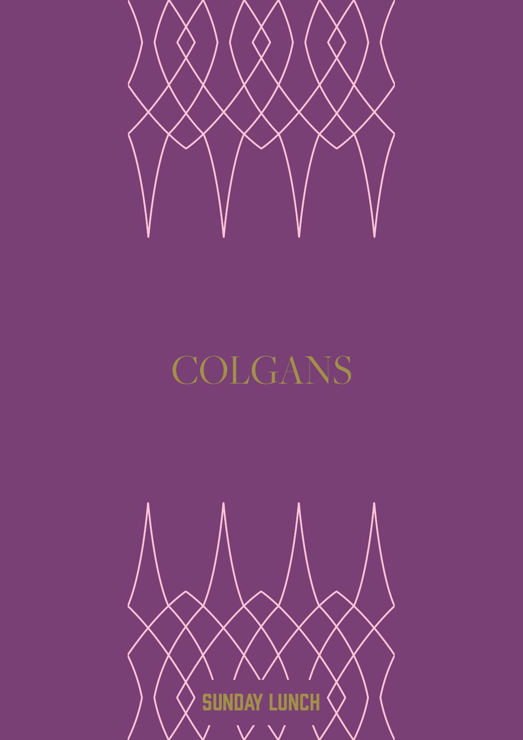# COLGANS

## SUNDAY LUNCH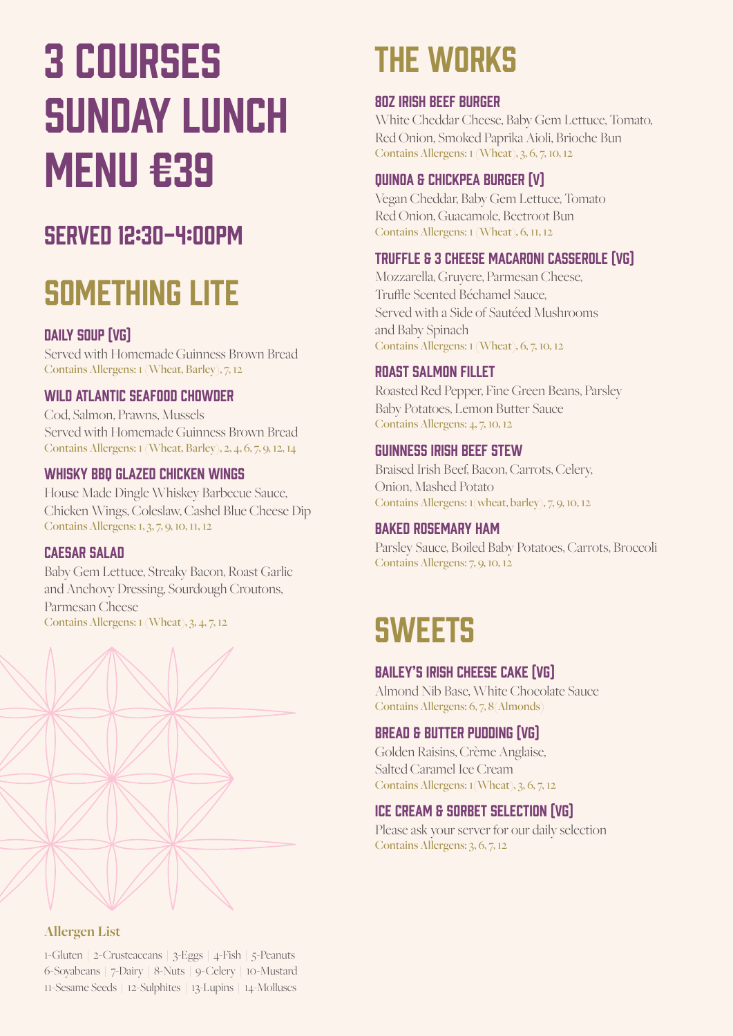# 3 COURSES SUNDAY LUNCH MENU €39

## SERVED 12:30-4:00PM

## SOMETHING LITE

### DAILY SOUP (VG)

Served with Homemade Guinness Brown Bread
Contains Allergens: 1 (Wheat, Barley), 7, 12

### WILD ATLANTIC SEAFOOD CHOWDER

Cod, Salmon, Prawns, Mussels
Served with Homemade Guinness Brown Bread
Contains Allergens: 1 (Wheat, Barley), 2, 4, 6, 7, 9, 12, 14

### WHISKY BBQ GLAZED CHICKEN WINGS

House Made Dingle Whiskey Barbecue Sauce, Chicken Wings, Coleslaw, Cashel Blue Cheese Dip
Contains Allergens: 1, 3, 7, 9, 10, 11, 12

### CAESAR SALAD

Baby Gem Lettuce, Streaky Bacon, Roast Garlic and Anchovy Dressing, Sourdough Croutons, Parmesan Cheese
Contains Allergens: 1 (Wheat), 3, 4, 7, 12

## THE WORKS

### 8OZ IRISH BEEF BURGER

White Cheddar Cheese, Baby Gem Lettuce, Tomato, Red Onion, Smoked Paprika Aioli, Brioche Bun
Contains Allergens: 1 (Wheat), 3, 6, 7, 10, 12

### QUINOA & CHICKPEA BURGER (V)

Vegan Cheddar, Baby Gem Lettuce, Tomato Red Onion, Guacamole, Beetroot Bun
Contains Allergens: 1 (Wheat), 6, 11, 12

### TRUFFLE & 3 CHEESE MACARONI CASSEROLE (VG)

Mozzarella, Gruyere, Parmesan Cheese, Truffle Scented Béchamel Sauce, Served with a Side of Sautéed Mushrooms and Baby Spinach
Contains Allergens: 1 (Wheat), 6, 7, 10, 12

### ROAST SALMON FILLET

Roasted Red Pepper, Fine Green Beans, Parsley Baby Potatoes, Lemon Butter Sauce
Contains Allergens: 4, 7, 10, 12

### GUINNESS IRISH BEEF STEW

Braised Irish Beef, Bacon, Carrots, Celery, Onion, Mashed Potato
Contains Allergens: 1(wheat, barley), 7, 9, 10, 12

### BAKED ROSEMARY HAM

Parsley Sauce, Boiled Baby Potatoes, Carrots, Broccoli
Contains Allergens: 7, 9, 10, 12

## SWEETS

### BAILEY'S IRISH CHEESE CAKE (VG)

Almond Nib Base, White Chocolate Sauce
Contains Allergens: 6, 7, 8(Almonds)

### BREAD & BUTTER PUDDING (VG)

Golden Raisins, Crème Anglaise, Salted Caramel Ice Cream
Contains Allergens: 1(Wheat), 3, 6, 7, 12

### ICE CREAM & SORBET SELECTION (VG)

Please ask your server for our daily selection
Contains Allergens: 3, 6, 7, 12

**Allergen List**

1-Gluten | 2-Crusteaceans | 3-Eggs | 4-Fish | 5-Peanuts
6-Soyabeans | 7-Dairy | 8-Nuts | 9-Celery | 10-Mustard
11-Sesame Seeds | 12-Sulphites | 13-Lupins | 14-Molluscs